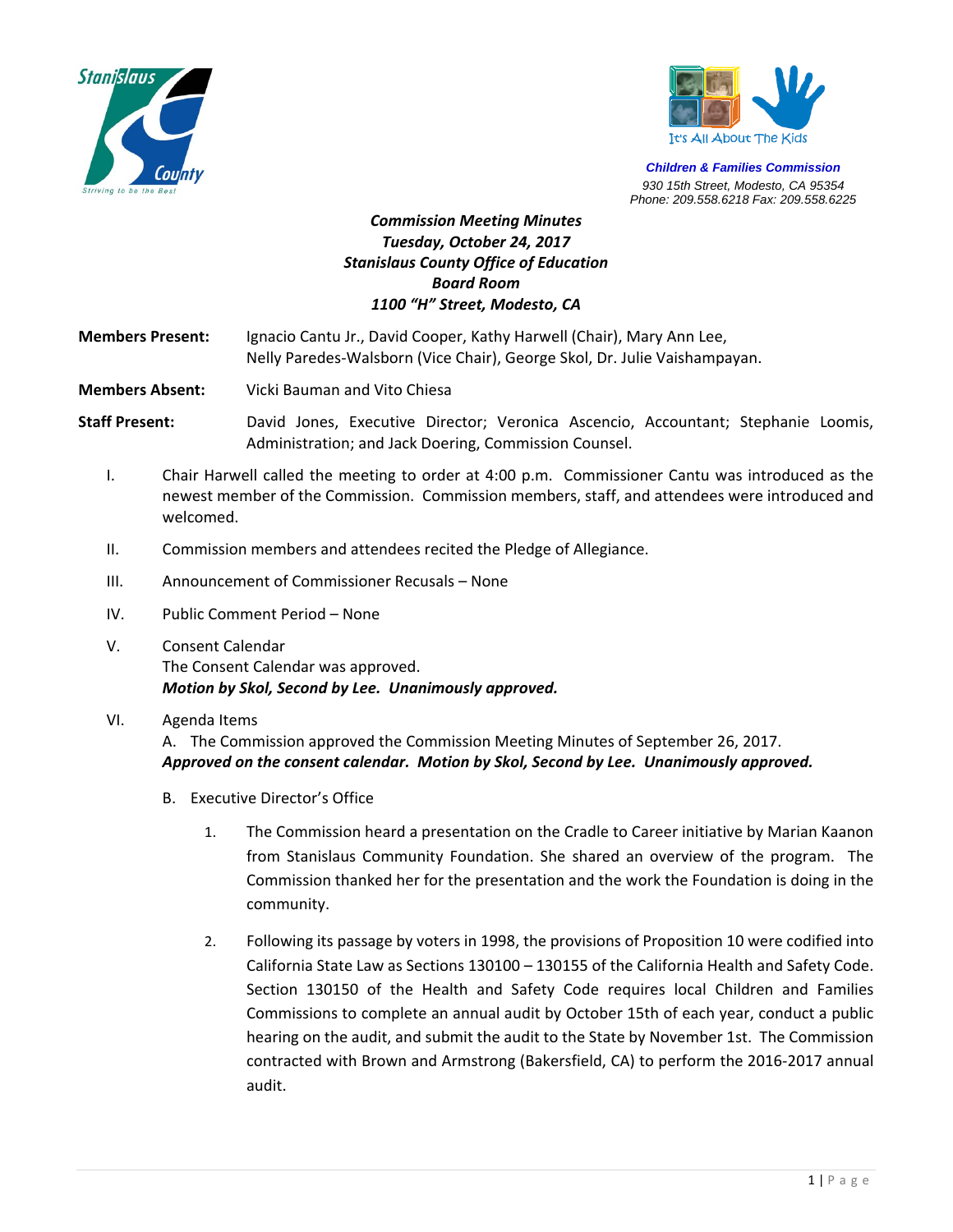Stanislaus County
Striving to be the Best

It's All About The Kids

***Children & Families Commission***
*930 15th Street, Modesto, CA 95354*
*Phone: 209.558.6218 Fax: 209.558.6225*

***Commission Meeting Minutes***
***Tuesday, October 24, 2017***
***Stanislaus County Office of Education***
***Board Room***
***1100 "H" Street, Modesto, CA***

**Members Present:** Ignacio Cantu Jr., David Cooper, Kathy Harwell (Chair), Mary Ann Lee, Nelly Paredes-Walsborn (Vice Chair), George Skol, Dr. Julie Vaishampayan.

**Members Absent:** Vicki Bauman and Vito Chiesa

**Staff Present:** David Jones, Executive Director; Veronica Ascencio, Accountant; Stephanie Loomis, Administration; and Jack Doering, Commission Counsel.

I. Chair Harwell called the meeting to order at 4:00 p.m. Commissioner Cantu was introduced as the newest member of the Commission. Commission members, staff, and attendees were introduced and welcomed.

II. Commission members and attendees recited the Pledge of Allegiance.

III. Announcement of Commissioner Recusals – None

IV. Public Comment Period – None

V. Consent Calendar
The Consent Calendar was approved.
***Motion by Skol, Second by Lee. Unanimously approved.***

VI. Agenda Items
A. The Commission approved the Commission Meeting Minutes of September 26, 2017.
***Approved on the consent calendar. Motion by Skol, Second by Lee. Unanimously approved.***

B. Executive Director's Office

1. The Commission heard a presentation on the Cradle to Career initiative by Marian Kaanon from Stanislaus Community Foundation. She shared an overview of the program. The Commission thanked her for the presentation and the work the Foundation is doing in the community.

2. Following its passage by voters in 1998, the provisions of Proposition 10 were codified into California State Law as Sections 130100 – 130155 of the California Health and Safety Code. Section 130150 of the Health and Safety Code requires local Children and Families Commissions to complete an annual audit by October 15th of each year, conduct a public hearing on the audit, and submit the audit to the State by November 1st. The Commission contracted with Brown and Armstrong (Bakersfield, CA) to perform the 2016-2017 annual audit.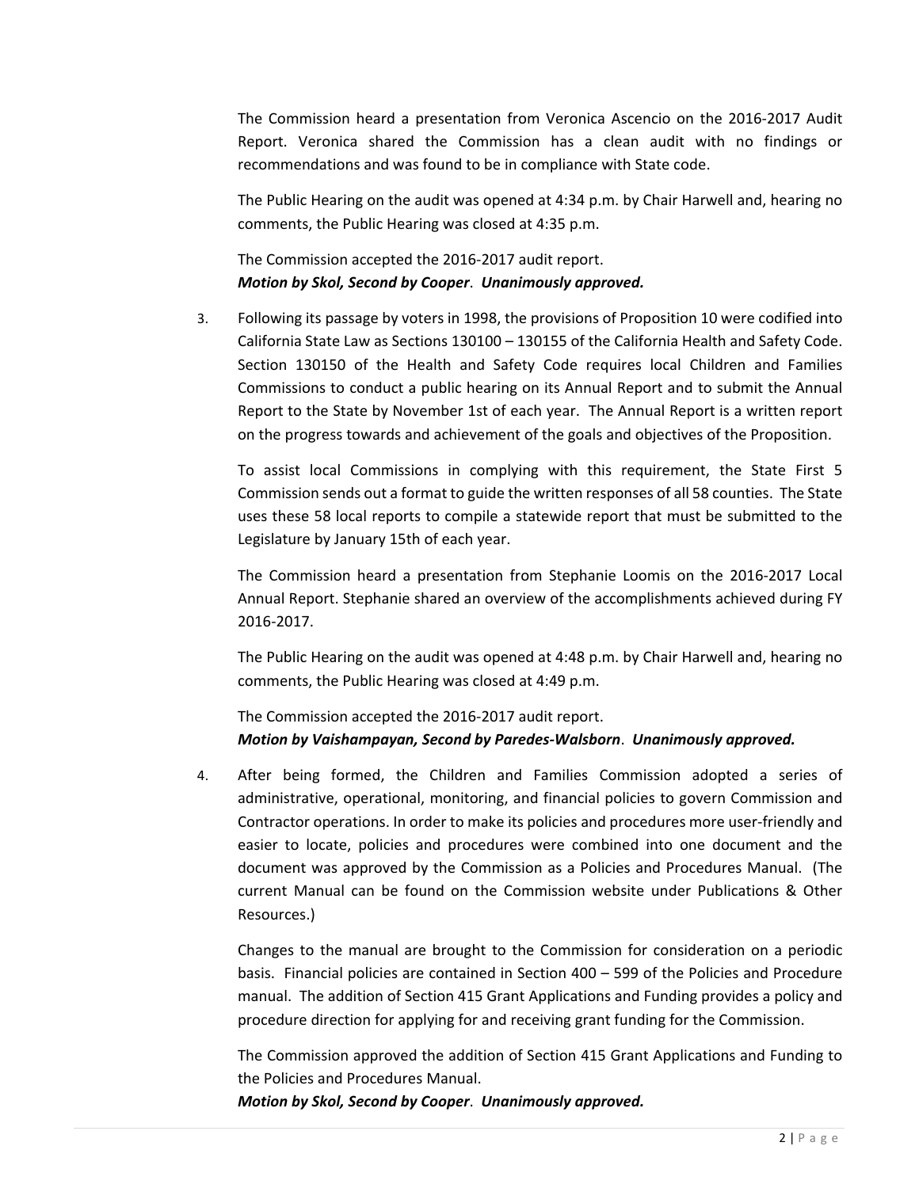The Commission heard a presentation from Veronica Ascencio on the 2016-2017 Audit Report. Veronica shared the Commission has a clean audit with no findings or recommendations and was found to be in compliance with State code.

The Public Hearing on the audit was opened at 4:34 p.m. by Chair Harwell and, hearing no comments, the Public Hearing was closed at 4:35 p.m.

The Commission accepted the 2016-2017 audit report.
***Motion by Skol, Second by Cooper*. *Unanimously approved.***

3. Following its passage by voters in 1998, the provisions of Proposition 10 were codified into California State Law as Sections 130100 – 130155 of the California Health and Safety Code. Section 130150 of the Health and Safety Code requires local Children and Families Commissions to conduct a public hearing on its Annual Report and to submit the Annual Report to the State by November 1st of each year. The Annual Report is a written report on the progress towards and achievement of the goals and objectives of the Proposition.

   To assist local Commissions in complying with this requirement, the State First 5 Commission sends out a format to guide the written responses of all 58 counties. The State uses these 58 local reports to compile a statewide report that must be submitted to the Legislature by January 15th of each year.

   The Commission heard a presentation from Stephanie Loomis on the 2016-2017 Local Annual Report. Stephanie shared an overview of the accomplishments achieved during FY 2016-2017.

   The Public Hearing on the audit was opened at 4:48 p.m. by Chair Harwell and, hearing no comments, the Public Hearing was closed at 4:49 p.m.

   The Commission accepted the 2016-2017 audit report.
   ***Motion by Vaishampayan, Second by Paredes-Walsborn*. *Unanimously approved.***

4. After being formed, the Children and Families Commission adopted a series of administrative, operational, monitoring, and financial policies to govern Commission and Contractor operations. In order to make its policies and procedures more user-friendly and easier to locate, policies and procedures were combined into one document and the document was approved by the Commission as a Policies and Procedures Manual. (The current Manual can be found on the Commission website under Publications & Other Resources.)

   Changes to the manual are brought to the Commission for consideration on a periodic basis. Financial policies are contained in Section 400 – 599 of the Policies and Procedure manual. The addition of Section 415 Grant Applications and Funding provides a policy and procedure direction for applying for and receiving grant funding for the Commission.

   The Commission approved the addition of Section 415 Grant Applications and Funding to the Policies and Procedures Manual.
   ***Motion by Skol, Second by Cooper*. *Unanimously approved.***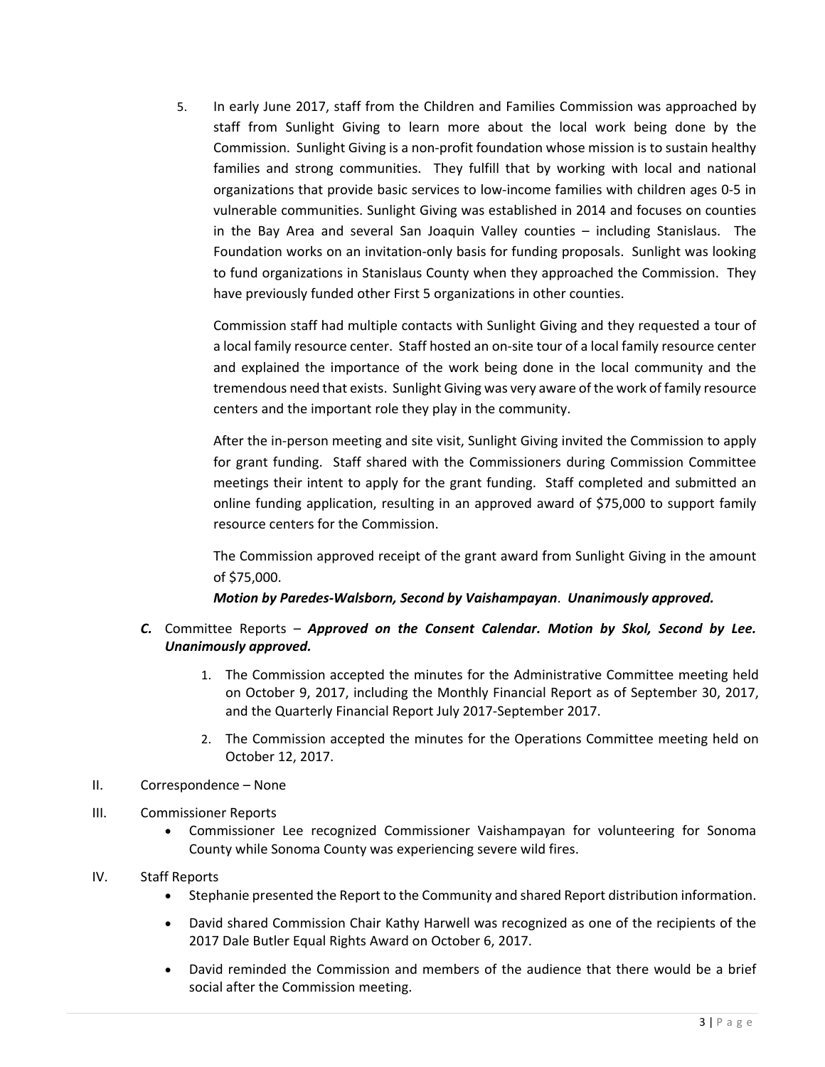5. In early June 2017, staff from the Children and Families Commission was approached by staff from Sunlight Giving to learn more about the local work being done by the Commission. Sunlight Giving is a non-profit foundation whose mission is to sustain healthy families and strong communities. They fulfill that by working with local and national organizations that provide basic services to low-income families with children ages 0-5 in vulnerable communities. Sunlight Giving was established in 2014 and focuses on counties in the Bay Area and several San Joaquin Valley counties – including Stanislaus. The Foundation works on an invitation-only basis for funding proposals. Sunlight was looking to fund organizations in Stanislaus County when they approached the Commission. They have previously funded other First 5 organizations in other counties.

   Commission staff had multiple contacts with Sunlight Giving and they requested a tour of a local family resource center. Staff hosted an on-site tour of a local family resource center and explained the importance of the work being done in the local community and the tremendous need that exists. Sunlight Giving was very aware of the work of family resource centers and the important role they play in the community.

   After the in-person meeting and site visit, Sunlight Giving invited the Commission to apply for grant funding. Staff shared with the Commissioners during Commission Committee meetings their intent to apply for the grant funding. Staff completed and submitted an online funding application, resulting in an approved award of $75,000 to support family resource centers for the Commission.

   The Commission approved receipt of the grant award from Sunlight Giving in the amount of $75,000.
   ***Motion by Paredes-Walsborn, Second by Vaishampayan*.** ***Unanimously approved.***

***C.*** Committee Reports – ***Approved on the Consent Calendar. Motion by Skol, Second by Lee. Unanimously approved.***

1. The Commission accepted the minutes for the Administrative Committee meeting held on October 9, 2017, including the Monthly Financial Report as of September 30, 2017, and the Quarterly Financial Report July 2017-September 2017.
2. The Commission accepted the minutes for the Operations Committee meeting held on October 12, 2017.

II. Correspondence – None

III. Commissioner Reports

- Commissioner Lee recognized Commissioner Vaishampayan for volunteering for Sonoma County while Sonoma County was experiencing severe wild fires.

IV. Staff Reports

- Stephanie presented the Report to the Community and shared Report distribution information.
- David shared Commission Chair Kathy Harwell was recognized as one of the recipients of the 2017 Dale Butler Equal Rights Award on October 6, 2017.
- David reminded the Commission and members of the audience that there would be a brief social after the Commission meeting.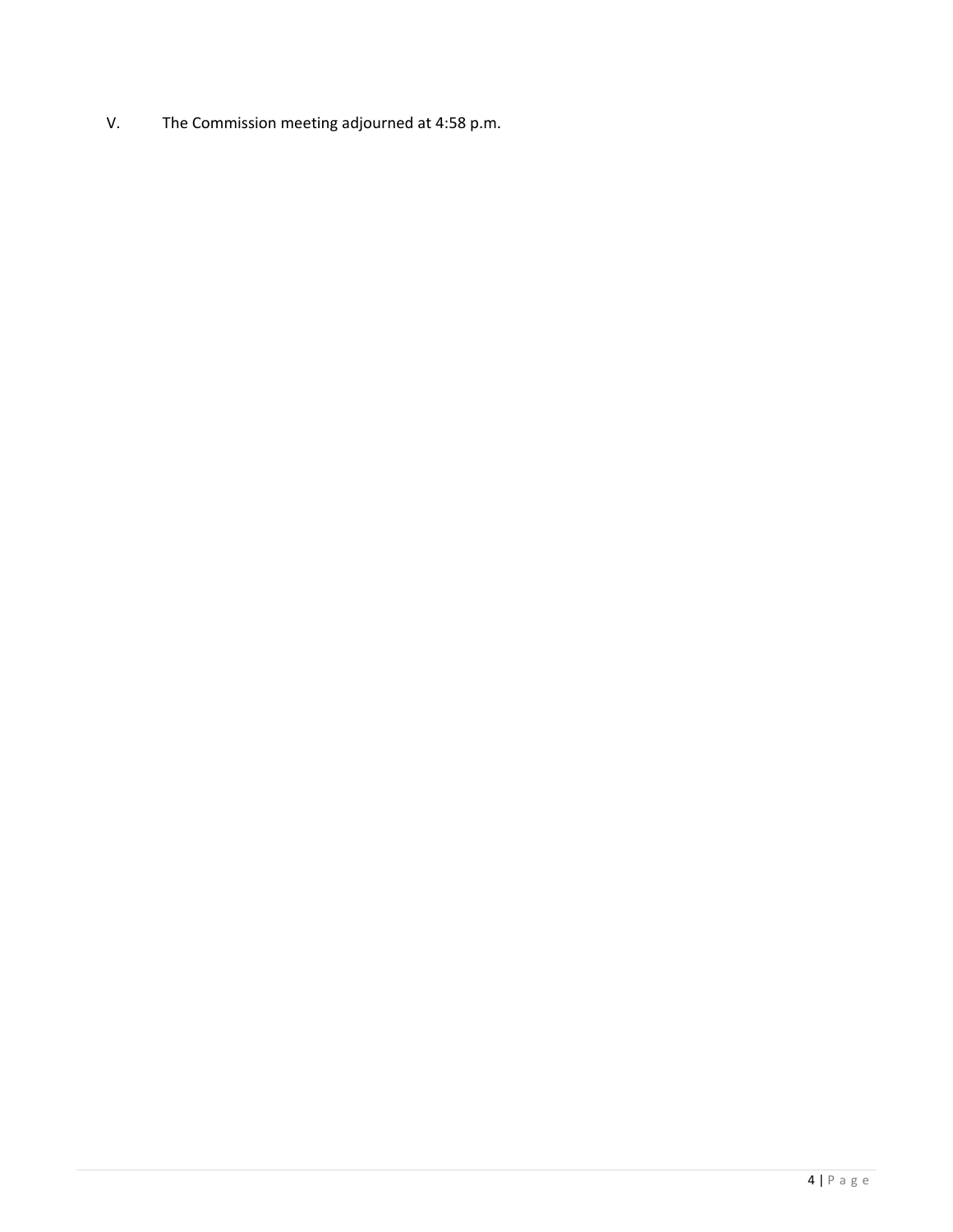V. The Commission meeting adjourned at 4:58 p.m.